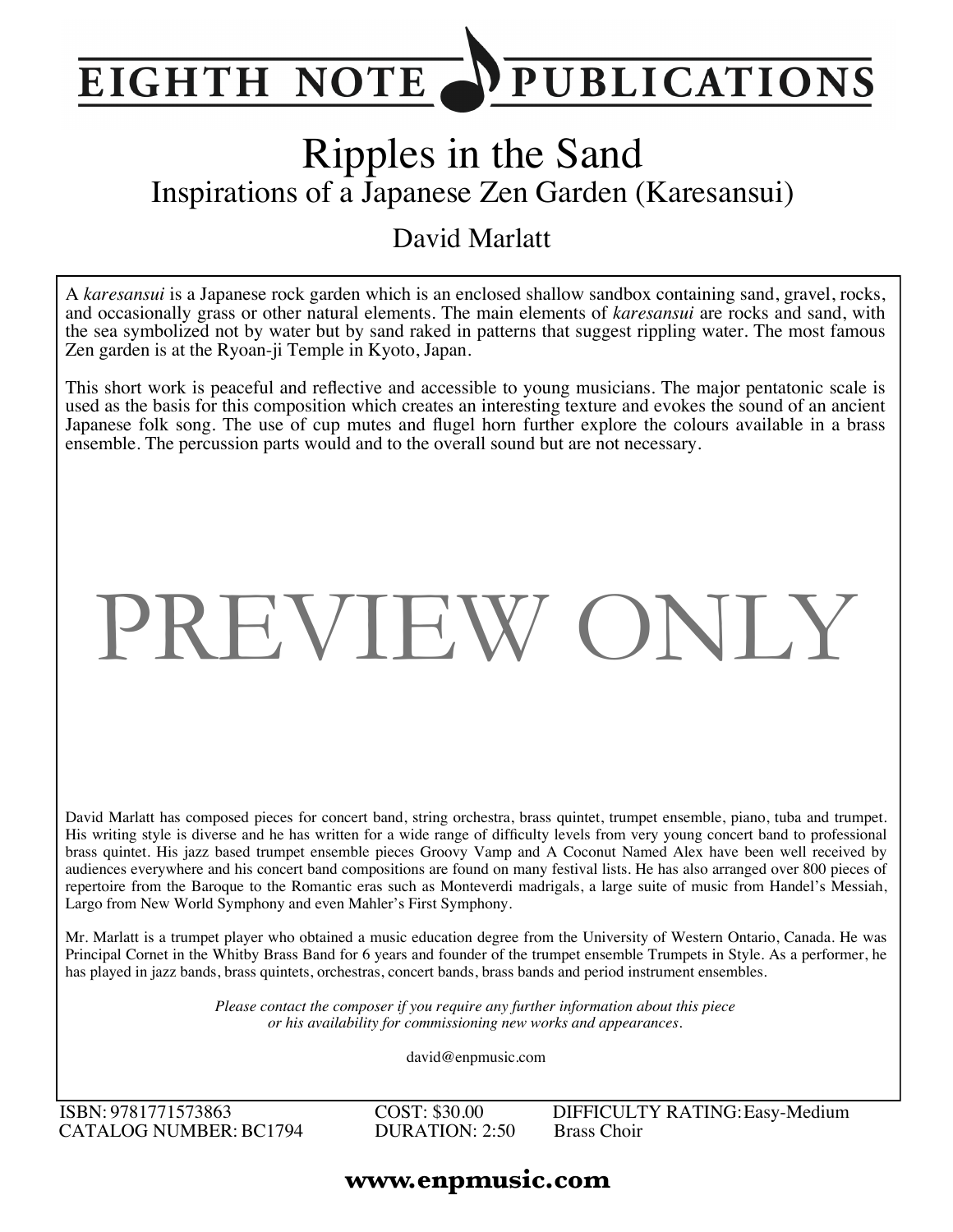# EIGHTH NOTE PUBLICATIONS

# Ripples in the Sand

## Inspirations of a Japanese Zen Garden (Karesansui)

### David Marlatt

A *karesansui* is a Japanese rock garden which is an enclosed shallow sandbox containing sand, gravel, rocks, and occasionally grass or other natural elements. The main elements of *karesansui* are rocks and sand, with the sea symbolized not by water but by sand raked in patterns that suggest rippling water. The most famous Zen garden is at the Ryoan-ji Temple in Kyoto, Japan.

This short work is peaceful and reflective and accessible to young musicians. The major pentatonic scale is used as the basis for this composition which creates an interesting texture and evokes the sound of an ancient Japanese folk song. The use of cup mutes and flugel horn further explore the colours available in a brass ensemble. The percussion parts would and to the overall sound but are not necessary.

PREVIEW ONLY

David Marlatt has composed pieces for concert band, string orchestra, brass quintet, trumpet ensemble, piano, tuba and trumpet. His writing style is diverse and he has written for a wide range of difficulty levels from very young concert band to professional brass quintet. His jazz based trumpet ensemble pieces Groovy Vamp and A Coconut Named Alex have been well received by audiences everywhere and his concert band compositions are found on many festival lists. He has also arranged over 800 pieces of repertoire from the Baroque to the Romantic eras such as Monteverdi madrigals, a large suite of music from Handel's Messiah, Largo from New World Symphony and even Mahler's First Symphony.

Mr. Marlatt is a trumpet player who obtained a music education degree from the University of Western Ontario, Canada. He was Principal Cornet in the Whitby Brass Band for 6 years and founder of the trumpet ensemble Trumpets in Style. As a performer, he has played in jazz bands, brass quintets, orchestras, concert bands, brass bands and period instrument ensembles.

*Please contact the composer if you require any further information about this piece or his availability for commissioning new works and appearances.*

david@enpmusic.com

ISBN: 9781771573863
CATALOG NUMBER: BC1794

COST: $30.00
DURATION: 2:50

DIFFICULTY RATING: Easy-Medium
Brass Choir

**www.enpmusic.com**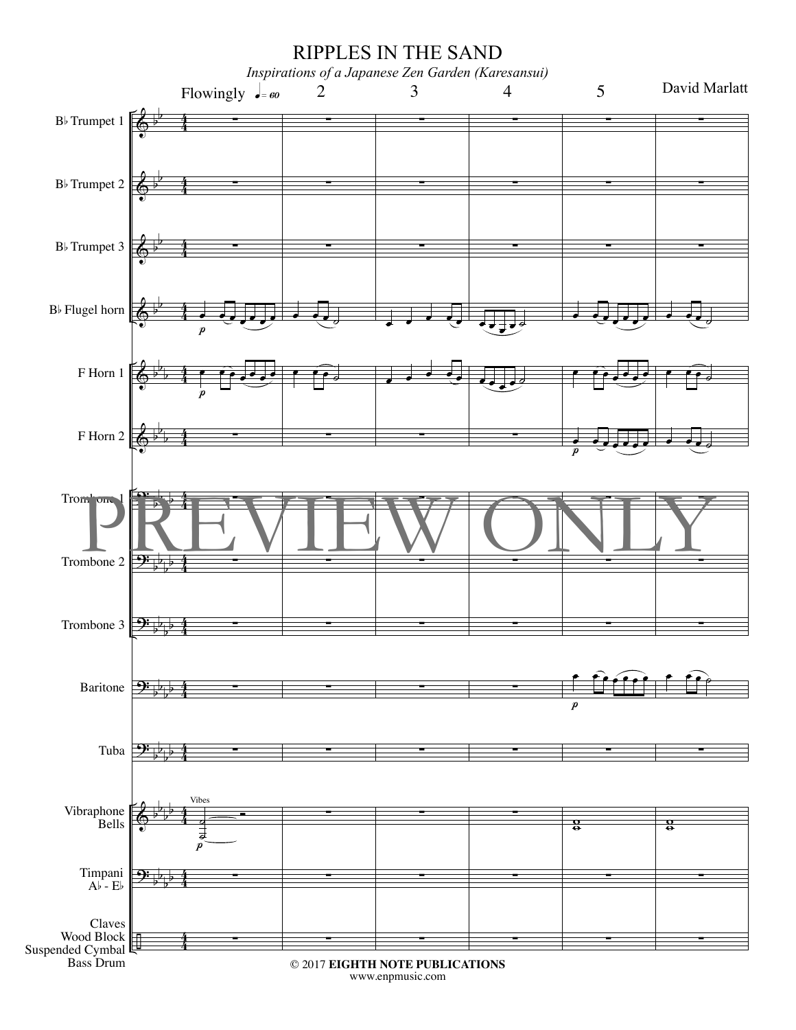# RIPPLES IN THE SAND

*Inspirations of a Japanese Zen Garden (Karesansui)*

David Marlatt

Flowingly ♩= 60

B♭ Trumpet 1
B♭ Trumpet 2
B♭ Trumpet 3
B♭ Flugel horn
F Horn 1
F Horn 2
Trombone 1
Trombone 2
Trombone 3
Baritone
Tuba
Vibraphone
Bells
Timpani A♭ - E♭
Claves
Wood Block
Suspended Cymbal
Bass Drum

PREVIEW ONLY

© 2017 **EIGHTH NOTE PUBLICATIONS**
www.enpmusic.com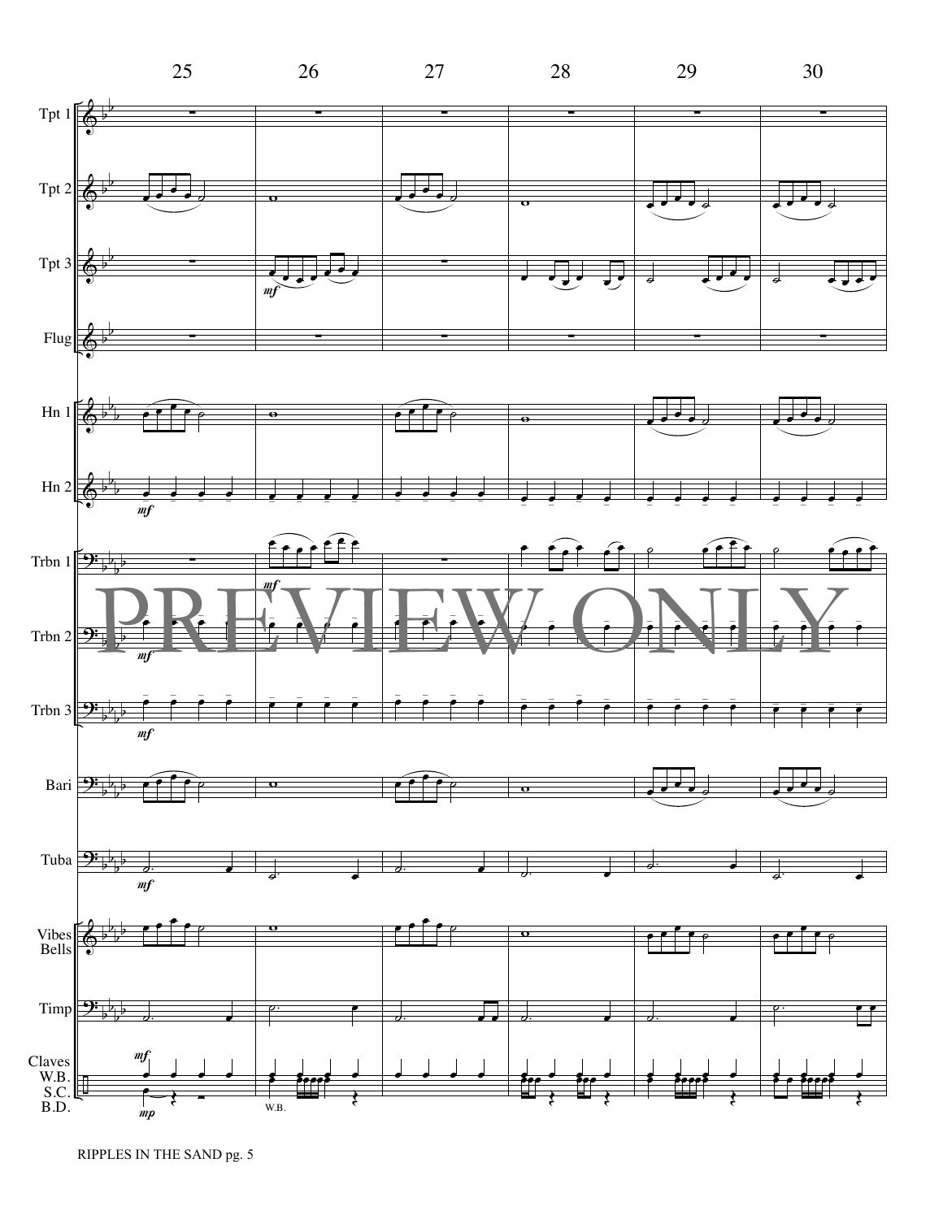25 26 27 28 29 30

Tpt 1

Tpt 2

Tpt 3

Flug

Hn 1

Hn 2

Trbn 1

Trbn 2

Trbn 3

Bari

Tuba

Vibes Bells

Timp

Claves W.B. S.C. B.D.

*mf* *mp* *mf* W.B.

PREVIEW ONLY

RIPPLES IN THE SAND pg. 5